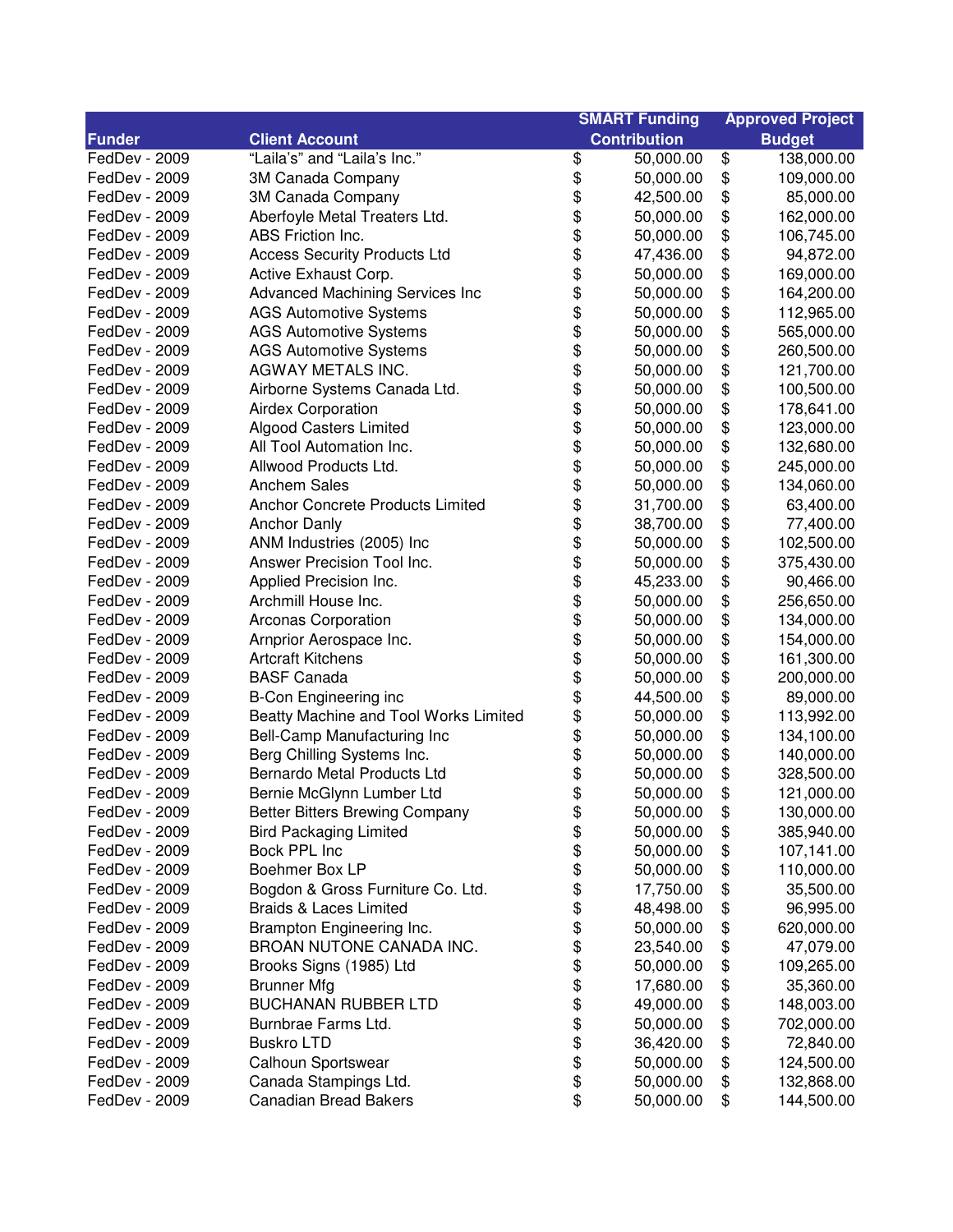| Funder | Client Account | SMART Funding Contribution | Approved Project Budget |
|---|---|---|---|
| FedDev - 2009 | "Laila's" and "Laila's Inc." | $ 50,000.00 | $ 138,000.00 |
| FedDev - 2009 | 3M Canada Company | $ 50,000.00 | $ 109,000.00 |
| FedDev - 2009 | 3M Canada Company | $ 42,500.00 | $ 85,000.00 |
| FedDev - 2009 | Aberfoyle Metal Treaters Ltd. | $ 50,000.00 | $ 162,000.00 |
| FedDev - 2009 | ABS Friction Inc. | $ 50,000.00 | $ 106,745.00 |
| FedDev - 2009 | Access Security Products Ltd | $ 47,436.00 | $ 94,872.00 |
| FedDev - 2009 | Active Exhaust Corp. | $ 50,000.00 | $ 169,000.00 |
| FedDev - 2009 | Advanced Machining Services Inc | $ 50,000.00 | $ 164,200.00 |
| FedDev - 2009 | AGS Automotive Systems | $ 50,000.00 | $ 112,965.00 |
| FedDev - 2009 | AGS Automotive Systems | $ 50,000.00 | $ 565,000.00 |
| FedDev - 2009 | AGS Automotive Systems | $ 50,000.00 | $ 260,500.00 |
| FedDev - 2009 | AGWAY METALS INC. | $ 50,000.00 | $ 121,700.00 |
| FedDev - 2009 | Airborne Systems Canada Ltd. | $ 50,000.00 | $ 100,500.00 |
| FedDev - 2009 | Airdex Corporation | $ 50,000.00 | $ 178,641.00 |
| FedDev - 2009 | Algood Casters Limited | $ 50,000.00 | $ 123,000.00 |
| FedDev - 2009 | All Tool Automation Inc. | $ 50,000.00 | $ 132,680.00 |
| FedDev - 2009 | Allwood Products Ltd. | $ 50,000.00 | $ 245,000.00 |
| FedDev - 2009 | Anchem Sales | $ 50,000.00 | $ 134,060.00 |
| FedDev - 2009 | Anchor Concrete Products Limited | $ 31,700.00 | $ 63,400.00 |
| FedDev - 2009 | Anchor Danly | $ 38,700.00 | $ 77,400.00 |
| FedDev - 2009 | ANM Industries (2005) Inc | $ 50,000.00 | $ 102,500.00 |
| FedDev - 2009 | Answer Precision Tool Inc. | $ 50,000.00 | $ 375,430.00 |
| FedDev - 2009 | Applied Precision Inc. | $ 45,233.00 | $ 90,466.00 |
| FedDev - 2009 | Archmill House Inc. | $ 50,000.00 | $ 256,650.00 |
| FedDev - 2009 | Arconas Corporation | $ 50,000.00 | $ 134,000.00 |
| FedDev - 2009 | Arnprior Aerospace Inc. | $ 50,000.00 | $ 154,000.00 |
| FedDev - 2009 | Artcraft Kitchens | $ 50,000.00 | $ 161,300.00 |
| FedDev - 2009 | BASF Canada | $ 50,000.00 | $ 200,000.00 |
| FedDev - 2009 | B-Con Engineering inc | $ 44,500.00 | $ 89,000.00 |
| FedDev - 2009 | Beatty Machine and Tool Works Limited | $ 50,000.00 | $ 113,992.00 |
| FedDev - 2009 | Bell-Camp Manufacturing Inc | $ 50,000.00 | $ 134,100.00 |
| FedDev - 2009 | Berg Chilling Systems Inc. | $ 50,000.00 | $ 140,000.00 |
| FedDev - 2009 | Bernardo Metal Products Ltd | $ 50,000.00 | $ 328,500.00 |
| FedDev - 2009 | Bernie McGlynn Lumber Ltd | $ 50,000.00 | $ 121,000.00 |
| FedDev - 2009 | Better Bitters Brewing Company | $ 50,000.00 | $ 130,000.00 |
| FedDev - 2009 | Bird Packaging Limited | $ 50,000.00 | $ 385,940.00 |
| FedDev - 2009 | Bock PPL Inc | $ 50,000.00 | $ 107,141.00 |
| FedDev - 2009 | Boehmer Box LP | $ 50,000.00 | $ 110,000.00 |
| FedDev - 2009 | Bogdon & Gross Furniture Co. Ltd. | $ 17,750.00 | $ 35,500.00 |
| FedDev - 2009 | Braids & Laces Limited | $ 48,498.00 | $ 96,995.00 |
| FedDev - 2009 | Brampton Engineering Inc. | $ 50,000.00 | $ 620,000.00 |
| FedDev - 2009 | BROAN NUTONE CANADA INC. | $ 23,540.00 | $ 47,079.00 |
| FedDev - 2009 | Brooks Signs (1985) Ltd | $ 50,000.00 | $ 109,265.00 |
| FedDev - 2009 | Brunner Mfg | $ 17,680.00 | $ 35,360.00 |
| FedDev - 2009 | BUCHANAN RUBBER LTD | $ 49,000.00 | $ 148,003.00 |
| FedDev - 2009 | Burnbrae Farms Ltd. | $ 50,000.00 | $ 702,000.00 |
| FedDev - 2009 | Buskro LTD | $ 36,420.00 | $ 72,840.00 |
| FedDev - 2009 | Calhoun Sportswear | $ 50,000.00 | $ 124,500.00 |
| FedDev - 2009 | Canada Stampings Ltd. | $ 50,000.00 | $ 132,868.00 |
| FedDev - 2009 | Canadian Bread Bakers | $ 50,000.00 | $ 144,500.00 |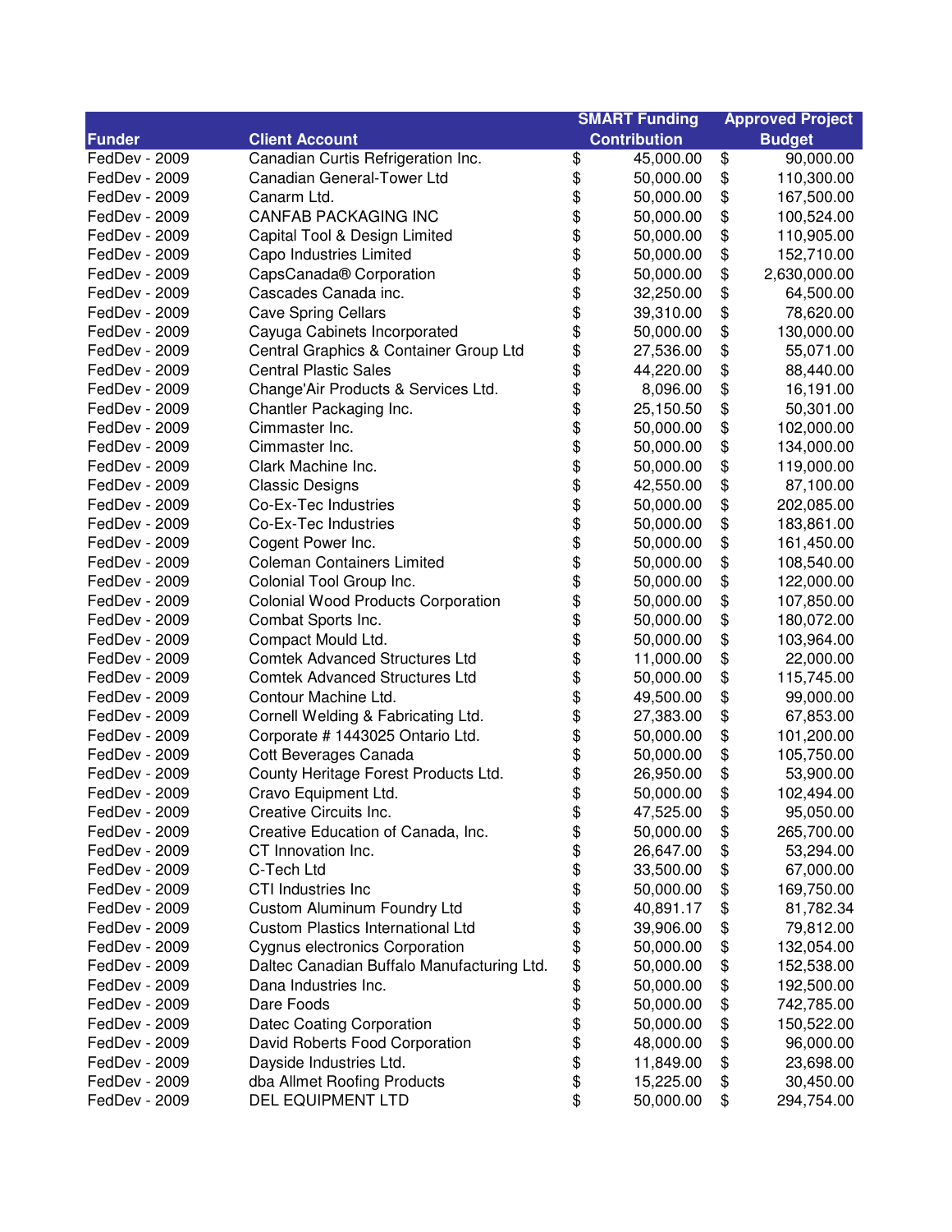| Funder | Client Account | SMART Funding Contribution | Approved Project Budget |
|---|---|---|---|
| FedDev - 2009 | Canadian Curtis Refrigeration Inc. | $ 45,000.00 | $ 90,000.00 |
| FedDev - 2009 | Canadian General-Tower Ltd | $ 50,000.00 | $ 110,300.00 |
| FedDev - 2009 | Canarm Ltd. | $ 50,000.00 | $ 167,500.00 |
| FedDev - 2009 | CANFAB PACKAGING INC | $ 50,000.00 | $ 100,524.00 |
| FedDev - 2009 | Capital Tool & Design Limited | $ 50,000.00 | $ 110,905.00 |
| FedDev - 2009 | Capo Industries Limited | $ 50,000.00 | $ 152,710.00 |
| FedDev - 2009 | CapsCanada® Corporation | $ 50,000.00 | $ 2,630,000.00 |
| FedDev - 2009 | Cascades Canada inc. | $ 32,250.00 | $ 64,500.00 |
| FedDev - 2009 | Cave Spring Cellars | $ 39,310.00 | $ 78,620.00 |
| FedDev - 2009 | Cayuga Cabinets Incorporated | $ 50,000.00 | $ 130,000.00 |
| FedDev - 2009 | Central Graphics & Container Group Ltd | $ 27,536.00 | $ 55,071.00 |
| FedDev - 2009 | Central Plastic Sales | $ 44,220.00 | $ 88,440.00 |
| FedDev - 2009 | Change'Air Products & Services Ltd. | $ 8,096.00 | $ 16,191.00 |
| FedDev - 2009 | Chantler Packaging Inc. | $ 25,150.50 | $ 50,301.00 |
| FedDev - 2009 | Cimmaster Inc. | $ 50,000.00 | $ 102,000.00 |
| FedDev - 2009 | Cimmaster Inc. | $ 50,000.00 | $ 134,000.00 |
| FedDev - 2009 | Clark Machine Inc. | $ 50,000.00 | $ 119,000.00 |
| FedDev - 2009 | Classic Designs | $ 42,550.00 | $ 87,100.00 |
| FedDev - 2009 | Co-Ex-Tec Industries | $ 50,000.00 | $ 202,085.00 |
| FedDev - 2009 | Co-Ex-Tec Industries | $ 50,000.00 | $ 183,861.00 |
| FedDev - 2009 | Cogent Power Inc. | $ 50,000.00 | $ 161,450.00 |
| FedDev - 2009 | Coleman Containers Limited | $ 50,000.00 | $ 108,540.00 |
| FedDev - 2009 | Colonial Tool Group Inc. | $ 50,000.00 | $ 122,000.00 |
| FedDev - 2009 | Colonial Wood Products Corporation | $ 50,000.00 | $ 107,850.00 |
| FedDev - 2009 | Combat Sports Inc. | $ 50,000.00 | $ 180,072.00 |
| FedDev - 2009 | Compact Mould Ltd. | $ 50,000.00 | $ 103,964.00 |
| FedDev - 2009 | Comtek Advanced Structures Ltd | $ 11,000.00 | $ 22,000.00 |
| FedDev - 2009 | Comtek Advanced Structures Ltd | $ 50,000.00 | $ 115,745.00 |
| FedDev - 2009 | Contour Machine Ltd. | $ 49,500.00 | $ 99,000.00 |
| FedDev - 2009 | Cornell Welding & Fabricating Ltd. | $ 27,383.00 | $ 67,853.00 |
| FedDev - 2009 | Corporate # 1443025 Ontario Ltd. | $ 50,000.00 | $ 101,200.00 |
| FedDev - 2009 | Cott Beverages Canada | $ 50,000.00 | $ 105,750.00 |
| FedDev - 2009 | County Heritage Forest Products Ltd. | $ 26,950.00 | $ 53,900.00 |
| FedDev - 2009 | Cravo Equipment Ltd. | $ 50,000.00 | $ 102,494.00 |
| FedDev - 2009 | Creative Circuits Inc. | $ 47,525.00 | $ 95,050.00 |
| FedDev - 2009 | Creative Education of Canada, Inc. | $ 50,000.00 | $ 265,700.00 |
| FedDev - 2009 | CT Innovation Inc. | $ 26,647.00 | $ 53,294.00 |
| FedDev - 2009 | C-Tech Ltd | $ 33,500.00 | $ 67,000.00 |
| FedDev - 2009 | CTI Industries Inc | $ 50,000.00 | $ 169,750.00 |
| FedDev - 2009 | Custom Aluminum Foundry Ltd | $ 40,891.17 | $ 81,782.34 |
| FedDev - 2009 | Custom Plastics International Ltd | $ 39,906.00 | $ 79,812.00 |
| FedDev - 2009 | Cygnus electronics Corporation | $ 50,000.00 | $ 132,054.00 |
| FedDev - 2009 | Daltec Canadian Buffalo Manufacturing Ltd. | $ 50,000.00 | $ 152,538.00 |
| FedDev - 2009 | Dana Industries Inc. | $ 50,000.00 | $ 192,500.00 |
| FedDev - 2009 | Dare Foods | $ 50,000.00 | $ 742,785.00 |
| FedDev - 2009 | Datec Coating Corporation | $ 50,000.00 | $ 150,522.00 |
| FedDev - 2009 | David Roberts Food Corporation | $ 48,000.00 | $ 96,000.00 |
| FedDev - 2009 | Dayside Industries Ltd. | $ 11,849.00 | $ 23,698.00 |
| FedDev - 2009 | dba Allmet Roofing Products | $ 15,225.00 | $ 30,450.00 |
| FedDev - 2009 | DEL EQUIPMENT LTD | $ 50,000.00 | $ 294,754.00 |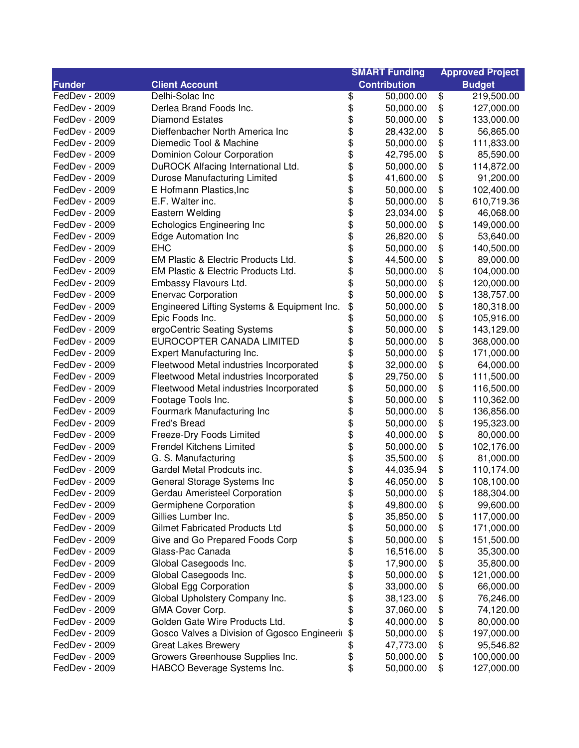| Funder | Client Account | SMART Funding Contribution | Approved Project Budget |
|---|---|---|---|
| FedDev - 2009 | Delhi-Solac Inc | $ 50,000.00 | $ 219,500.00 |
| FedDev - 2009 | Derlea Brand Foods Inc. | $ 50,000.00 | $ 127,000.00 |
| FedDev - 2009 | Diamond Estates | $ 50,000.00 | $ 133,000.00 |
| FedDev - 2009 | Dieffenbacher North America Inc | $ 28,432.00 | $ 56,865.00 |
| FedDev - 2009 | Diemedic Tool & Machine | $ 50,000.00 | $ 111,833.00 |
| FedDev - 2009 | Dominion Colour Corporation | $ 42,795.00 | $ 85,590.00 |
| FedDev - 2009 | DuROCK Alfacing International Ltd. | $ 50,000.00 | $ 114,872.00 |
| FedDev - 2009 | Durose Manufacturing Limited | $ 41,600.00 | $ 91,200.00 |
| FedDev - 2009 | E Hofmann Plastics,Inc | $ 50,000.00 | $ 102,400.00 |
| FedDev - 2009 | E.F. Walter inc. | $ 50,000.00 | $ 610,719.36 |
| FedDev - 2009 | Eastern Welding | $ 23,034.00 | $ 46,068.00 |
| FedDev - 2009 | Echologics Engineering Inc | $ 50,000.00 | $ 149,000.00 |
| FedDev - 2009 | Edge Automation Inc | $ 26,820.00 | $ 53,640.00 |
| FedDev - 2009 | EHC | $ 50,000.00 | $ 140,500.00 |
| FedDev - 2009 | EM Plastic & Electric Products Ltd. | $ 44,500.00 | $ 89,000.00 |
| FedDev - 2009 | EM Plastic & Electric Products Ltd. | $ 50,000.00 | $ 104,000.00 |
| FedDev - 2009 | Embassy Flavours Ltd. | $ 50,000.00 | $ 120,000.00 |
| FedDev - 2009 | Enervac Corporation | $ 50,000.00 | $ 138,757.00 |
| FedDev - 2009 | Engineered Lifting Systems & Equipment Inc. | $ 50,000.00 | $ 180,318.00 |
| FedDev - 2009 | Epic Foods Inc. | $ 50,000.00 | $ 105,916.00 |
| FedDev - 2009 | ergoCentric Seating Systems | $ 50,000.00 | $ 143,129.00 |
| FedDev - 2009 | EUROCOPTER CANADA LIMITED | $ 50,000.00 | $ 368,000.00 |
| FedDev - 2009 | Expert Manufacturing Inc. | $ 50,000.00 | $ 171,000.00 |
| FedDev - 2009 | Fleetwood Metal industries Incorporated | $ 32,000.00 | $ 64,000.00 |
| FedDev - 2009 | Fleetwood Metal industries Incorporated | $ 29,750.00 | $ 111,500.00 |
| FedDev - 2009 | Fleetwood Metal industries Incorporated | $ 50,000.00 | $ 116,500.00 |
| FedDev - 2009 | Footage Tools Inc. | $ 50,000.00 | $ 110,362.00 |
| FedDev - 2009 | Fourmark Manufacturing Inc | $ 50,000.00 | $ 136,856.00 |
| FedDev - 2009 | Fred's Bread | $ 50,000.00 | $ 195,323.00 |
| FedDev - 2009 | Freeze-Dry Foods Limited | $ 40,000.00 | $ 80,000.00 |
| FedDev - 2009 | Frendel Kitchens Limited | $ 50,000.00 | $ 102,176.00 |
| FedDev - 2009 | G. S. Manufacturing | $ 35,500.00 | $ 81,000.00 |
| FedDev - 2009 | Gardel Metal Prodcuts inc. | $ 44,035.94 | $ 110,174.00 |
| FedDev - 2009 | General Storage Systems Inc | $ 46,050.00 | $ 108,100.00 |
| FedDev - 2009 | Gerdau Ameristeel Corporation | $ 50,000.00 | $ 188,304.00 |
| FedDev - 2009 | Germiphene Corporation | $ 49,800.00 | $ 99,600.00 |
| FedDev - 2009 | Gillies Lumber Inc. | $ 35,850.00 | $ 117,000.00 |
| FedDev - 2009 | Gilmet Fabricated Products Ltd | $ 50,000.00 | $ 171,000.00 |
| FedDev - 2009 | Give and Go Prepared Foods Corp | $ 50,000.00 | $ 151,500.00 |
| FedDev - 2009 | Glass-Pac Canada | $ 16,516.00 | $ 35,300.00 |
| FedDev - 2009 | Global Casegoods Inc. | $ 17,900.00 | $ 35,800.00 |
| FedDev - 2009 | Global Casegoods Inc. | $ 50,000.00 | $ 121,000.00 |
| FedDev - 2009 | Global Egg Corporation | $ 33,000.00 | $ 66,000.00 |
| FedDev - 2009 | Global Upholstery Company Inc. | $ 38,123.00 | $ 76,246.00 |
| FedDev - 2009 | GMA Cover Corp. | $ 37,060.00 | $ 74,120.00 |
| FedDev - 2009 | Golden Gate Wire Products Ltd. | $ 40,000.00 | $ 80,000.00 |
| FedDev - 2009 | Gosco Valves a Division of Ggosco Engineeri | $ 50,000.00 | $ 197,000.00 |
| FedDev - 2009 | Great Lakes Brewery | $ 47,773.00 | $ 95,546.82 |
| FedDev - 2009 | Growers Greenhouse Supplies Inc. | $ 50,000.00 | $ 100,000.00 |
| FedDev - 2009 | HABCO Beverage Systems Inc. | $ 50,000.00 | $ 127,000.00 |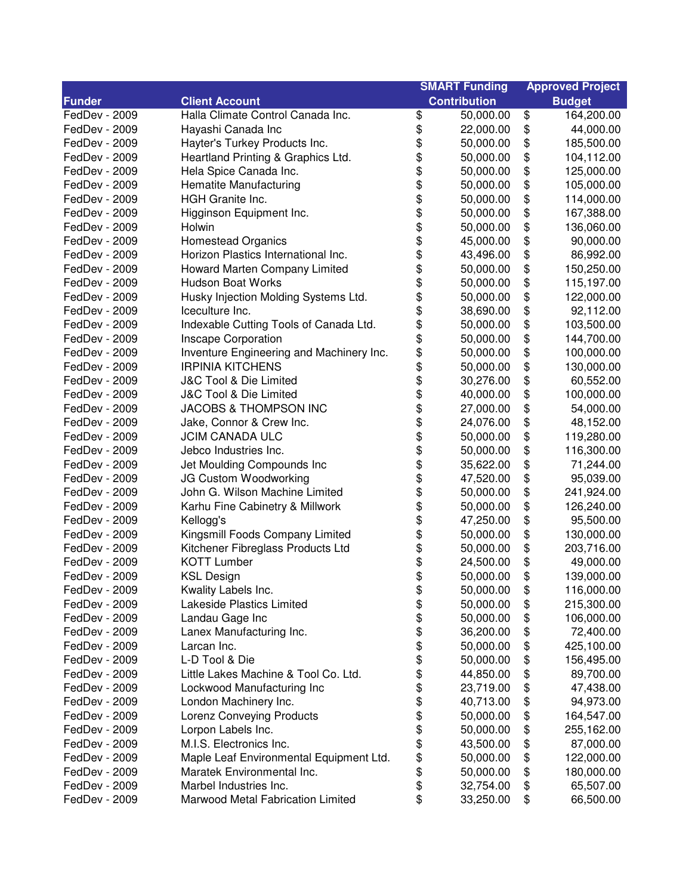| Funder | Client Account | SMART Funding Contribution | Approved Project Budget |
|---|---|---|---|
| FedDev - 2009 | Halla Climate Control Canada Inc. | $ 50,000.00 | $ 164,200.00 |
| FedDev - 2009 | Hayashi Canada Inc | $ 22,000.00 | $ 44,000.00 |
| FedDev - 2009 | Hayter's Turkey Products Inc. | $ 50,000.00 | $ 185,500.00 |
| FedDev - 2009 | Heartland Printing & Graphics Ltd. | $ 50,000.00 | $ 104,112.00 |
| FedDev - 2009 | Hela Spice Canada Inc. | $ 50,000.00 | $ 125,000.00 |
| FedDev - 2009 | Hematite Manufacturing | $ 50,000.00 | $ 105,000.00 |
| FedDev - 2009 | HGH Granite Inc. | $ 50,000.00 | $ 114,000.00 |
| FedDev - 2009 | Higginson Equipment Inc. | $ 50,000.00 | $ 167,388.00 |
| FedDev - 2009 | Holwin | $ 50,000.00 | $ 136,060.00 |
| FedDev - 2009 | Homestead Organics | $ 45,000.00 | $ 90,000.00 |
| FedDev - 2009 | Horizon Plastics International Inc. | $ 43,496.00 | $ 86,992.00 |
| FedDev - 2009 | Howard Marten Company Limited | $ 50,000.00 | $ 150,250.00 |
| FedDev - 2009 | Hudson Boat Works | $ 50,000.00 | $ 115,197.00 |
| FedDev - 2009 | Husky Injection Molding Systems Ltd. | $ 50,000.00 | $ 122,000.00 |
| FedDev - 2009 | Iceculture Inc. | $ 38,690.00 | $ 92,112.00 |
| FedDev - 2009 | Indexable Cutting Tools of Canada Ltd. | $ 50,000.00 | $ 103,500.00 |
| FedDev - 2009 | Inscape Corporation | $ 50,000.00 | $ 144,700.00 |
| FedDev - 2009 | Inventure Engineering and Machinery Inc. | $ 50,000.00 | $ 100,000.00 |
| FedDev - 2009 | IRPINIA KITCHENS | $ 50,000.00 | $ 130,000.00 |
| FedDev - 2009 | J&C Tool & Die Limited | $ 30,276.00 | $ 60,552.00 |
| FedDev - 2009 | J&C Tool & Die Limited | $ 40,000.00 | $ 100,000.00 |
| FedDev - 2009 | JACOBS & THOMPSON INC | $ 27,000.00 | $ 54,000.00 |
| FedDev - 2009 | Jake, Connor & Crew Inc. | $ 24,076.00 | $ 48,152.00 |
| FedDev - 2009 | JCIM CANADA ULC | $ 50,000.00 | $ 119,280.00 |
| FedDev - 2009 | Jebco Industries Inc. | $ 50,000.00 | $ 116,300.00 |
| FedDev - 2009 | Jet Moulding Compounds Inc | $ 35,622.00 | $ 71,244.00 |
| FedDev - 2009 | JG Custom Woodworking | $ 47,520.00 | $ 95,039.00 |
| FedDev - 2009 | John G. Wilson Machine Limited | $ 50,000.00 | $ 241,924.00 |
| FedDev - 2009 | Karhu Fine Cabinetry & Millwork | $ 50,000.00 | $ 126,240.00 |
| FedDev - 2009 | Kellogg's | $ 47,250.00 | $ 95,500.00 |
| FedDev - 2009 | Kingsmill Foods Company Limited | $ 50,000.00 | $ 130,000.00 |
| FedDev - 2009 | Kitchener Fibreglass Products Ltd | $ 50,000.00 | $ 203,716.00 |
| FedDev - 2009 | KOTT Lumber | $ 24,500.00 | $ 49,000.00 |
| FedDev - 2009 | KSL Design | $ 50,000.00 | $ 139,000.00 |
| FedDev - 2009 | Kwality Labels Inc. | $ 50,000.00 | $ 116,000.00 |
| FedDev - 2009 | Lakeside Plastics Limited | $ 50,000.00 | $ 215,300.00 |
| FedDev - 2009 | Landau Gage Inc | $ 50,000.00 | $ 106,000.00 |
| FedDev - 2009 | Lanex Manufacturing Inc. | $ 36,200.00 | $ 72,400.00 |
| FedDev - 2009 | Larcan Inc. | $ 50,000.00 | $ 425,100.00 |
| FedDev - 2009 | L-D Tool & Die | $ 50,000.00 | $ 156,495.00 |
| FedDev - 2009 | Little Lakes Machine & Tool Co. Ltd. | $ 44,850.00 | $ 89,700.00 |
| FedDev - 2009 | Lockwood Manufacturing Inc | $ 23,719.00 | $ 47,438.00 |
| FedDev - 2009 | London Machinery Inc. | $ 40,713.00 | $ 94,973.00 |
| FedDev - 2009 | Lorenz Conveying Products | $ 50,000.00 | $ 164,547.00 |
| FedDev - 2009 | Lorpon Labels Inc. | $ 50,000.00 | $ 255,162.00 |
| FedDev - 2009 | M.I.S. Electronics Inc. | $ 43,500.00 | $ 87,000.00 |
| FedDev - 2009 | Maple Leaf Environmental Equipment Ltd. | $ 50,000.00 | $ 122,000.00 |
| FedDev - 2009 | Maratek Environmental Inc. | $ 50,000.00 | $ 180,000.00 |
| FedDev - 2009 | Marbel Industries Inc. | $ 32,754.00 | $ 65,507.00 |
| FedDev - 2009 | Marwood Metal Fabrication Limited | $ 33,250.00 | $ 66,500.00 |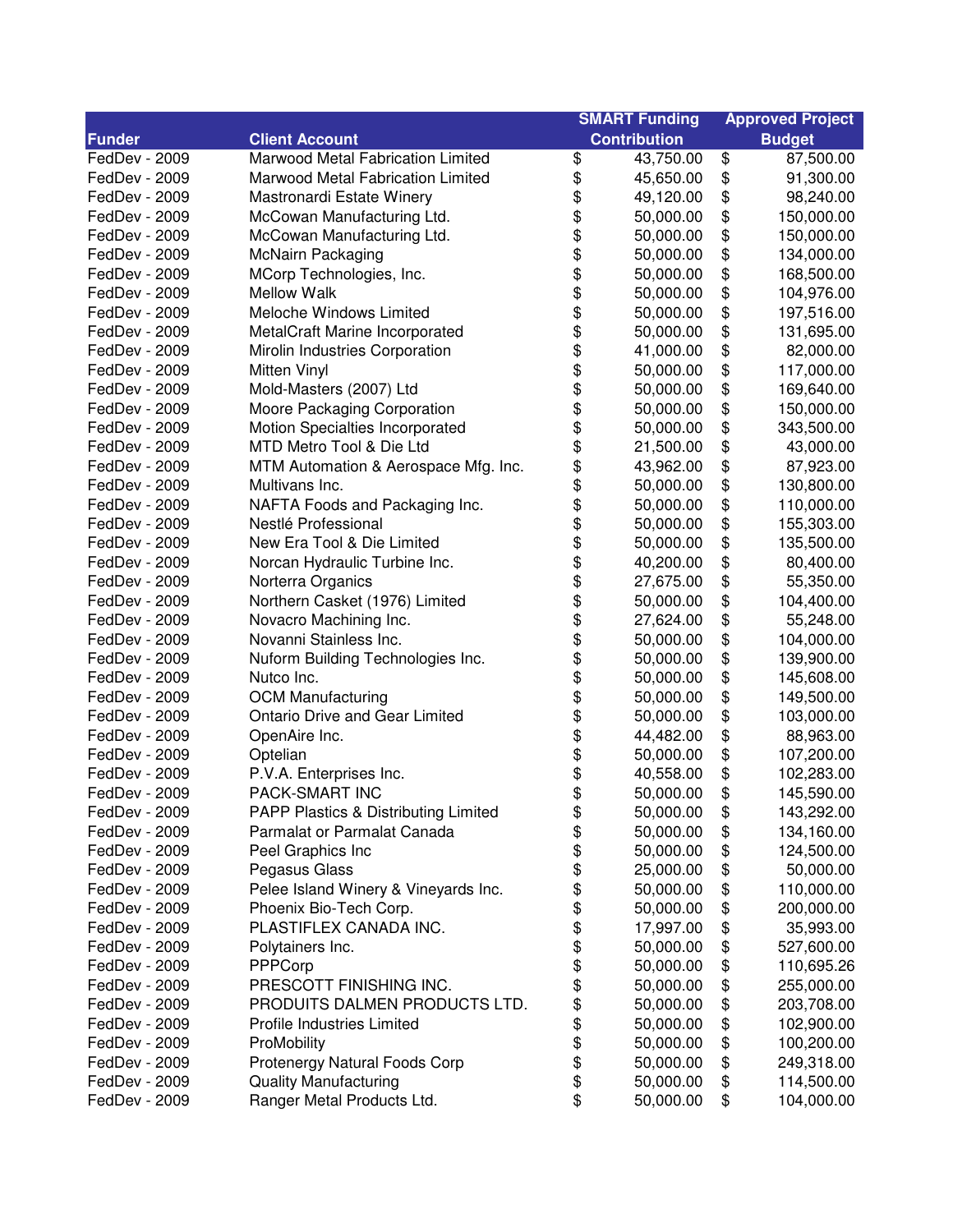| Funder | Client Account | SMART Funding Contribution | Approved Project Budget |
|---|---|---|---|
| FedDev - 2009 | Marwood Metal Fabrication Limited | $ 43,750.00 | $ 87,500.00 |
| FedDev - 2009 | Marwood Metal Fabrication Limited | $ 45,650.00 | $ 91,300.00 |
| FedDev - 2009 | Mastronardi Estate Winery | $ 49,120.00 | $ 98,240.00 |
| FedDev - 2009 | McCowan Manufacturing Ltd. | $ 50,000.00 | $ 150,000.00 |
| FedDev - 2009 | McCowan Manufacturing Ltd. | $ 50,000.00 | $ 150,000.00 |
| FedDev - 2009 | McNairn Packaging | $ 50,000.00 | $ 134,000.00 |
| FedDev - 2009 | MCorp Technologies, Inc. | $ 50,000.00 | $ 168,500.00 |
| FedDev - 2009 | Mellow Walk | $ 50,000.00 | $ 104,976.00 |
| FedDev - 2009 | Meloche Windows Limited | $ 50,000.00 | $ 197,516.00 |
| FedDev - 2009 | MetalCraft Marine Incorporated | $ 50,000.00 | $ 131,695.00 |
| FedDev - 2009 | Mirolin Industries Corporation | $ 41,000.00 | $ 82,000.00 |
| FedDev - 2009 | Mitten Vinyl | $ 50,000.00 | $ 117,000.00 |
| FedDev - 2009 | Mold-Masters (2007) Ltd | $ 50,000.00 | $ 169,640.00 |
| FedDev - 2009 | Moore Packaging Corporation | $ 50,000.00 | $ 150,000.00 |
| FedDev - 2009 | Motion Specialties Incorporated | $ 50,000.00 | $ 343,500.00 |
| FedDev - 2009 | MTD Metro Tool & Die Ltd | $ 21,500.00 | $ 43,000.00 |
| FedDev - 2009 | MTM Automation & Aerospace Mfg. Inc. | $ 43,962.00 | $ 87,923.00 |
| FedDev - 2009 | Multivans Inc. | $ 50,000.00 | $ 130,800.00 |
| FedDev - 2009 | NAFTA Foods and Packaging Inc. | $ 50,000.00 | $ 110,000.00 |
| FedDev - 2009 | Nestlé Professional | $ 50,000.00 | $ 155,303.00 |
| FedDev - 2009 | New Era Tool & Die Limited | $ 50,000.00 | $ 135,500.00 |
| FedDev - 2009 | Norcan Hydraulic Turbine Inc. | $ 40,200.00 | $ 80,400.00 |
| FedDev - 2009 | Norterra Organics | $ 27,675.00 | $ 55,350.00 |
| FedDev - 2009 | Northern Casket (1976) Limited | $ 50,000.00 | $ 104,400.00 |
| FedDev - 2009 | Novacro Machining Inc. | $ 27,624.00 | $ 55,248.00 |
| FedDev - 2009 | Novanni Stainless Inc. | $ 50,000.00 | $ 104,000.00 |
| FedDev - 2009 | Nuform Building Technologies Inc. | $ 50,000.00 | $ 139,900.00 |
| FedDev - 2009 | Nutco Inc. | $ 50,000.00 | $ 145,608.00 |
| FedDev - 2009 | OCM Manufacturing | $ 50,000.00 | $ 149,500.00 |
| FedDev - 2009 | Ontario Drive and Gear Limited | $ 50,000.00 | $ 103,000.00 |
| FedDev - 2009 | OpenAire Inc. | $ 44,482.00 | $ 88,963.00 |
| FedDev - 2009 | Optelian | $ 50,000.00 | $ 107,200.00 |
| FedDev - 2009 | P.V.A. Enterprises Inc. | $ 40,558.00 | $ 102,283.00 |
| FedDev - 2009 | PACK-SMART INC | $ 50,000.00 | $ 145,590.00 |
| FedDev - 2009 | PAPP Plastics & Distributing Limited | $ 50,000.00 | $ 143,292.00 |
| FedDev - 2009 | Parmalat or Parmalat Canada | $ 50,000.00 | $ 134,160.00 |
| FedDev - 2009 | Peel Graphics Inc | $ 50,000.00 | $ 124,500.00 |
| FedDev - 2009 | Pegasus Glass | $ 25,000.00 | $ 50,000.00 |
| FedDev - 2009 | Pelee Island Winery & Vineyards Inc. | $ 50,000.00 | $ 110,000.00 |
| FedDev - 2009 | Phoenix Bio-Tech Corp. | $ 50,000.00 | $ 200,000.00 |
| FedDev - 2009 | PLASTIFLEX CANADA INC. | $ 17,997.00 | $ 35,993.00 |
| FedDev - 2009 | Polytainers Inc. | $ 50,000.00 | $ 527,600.00 |
| FedDev - 2009 | PPPCorp | $ 50,000.00 | $ 110,695.26 |
| FedDev - 2009 | PRESCOTT FINISHING INC. | $ 50,000.00 | $ 255,000.00 |
| FedDev - 2009 | PRODUITS DALMEN PRODUCTS LTD. | $ 50,000.00 | $ 203,708.00 |
| FedDev - 2009 | Profile Industries Limited | $ 50,000.00 | $ 102,900.00 |
| FedDev - 2009 | ProMobility | $ 50,000.00 | $ 100,200.00 |
| FedDev - 2009 | Protenergy Natural Foods Corp | $ 50,000.00 | $ 249,318.00 |
| FedDev - 2009 | Quality Manufacturing | $ 50,000.00 | $ 114,500.00 |
| FedDev - 2009 | Ranger Metal Products Ltd. | $ 50,000.00 | $ 104,000.00 |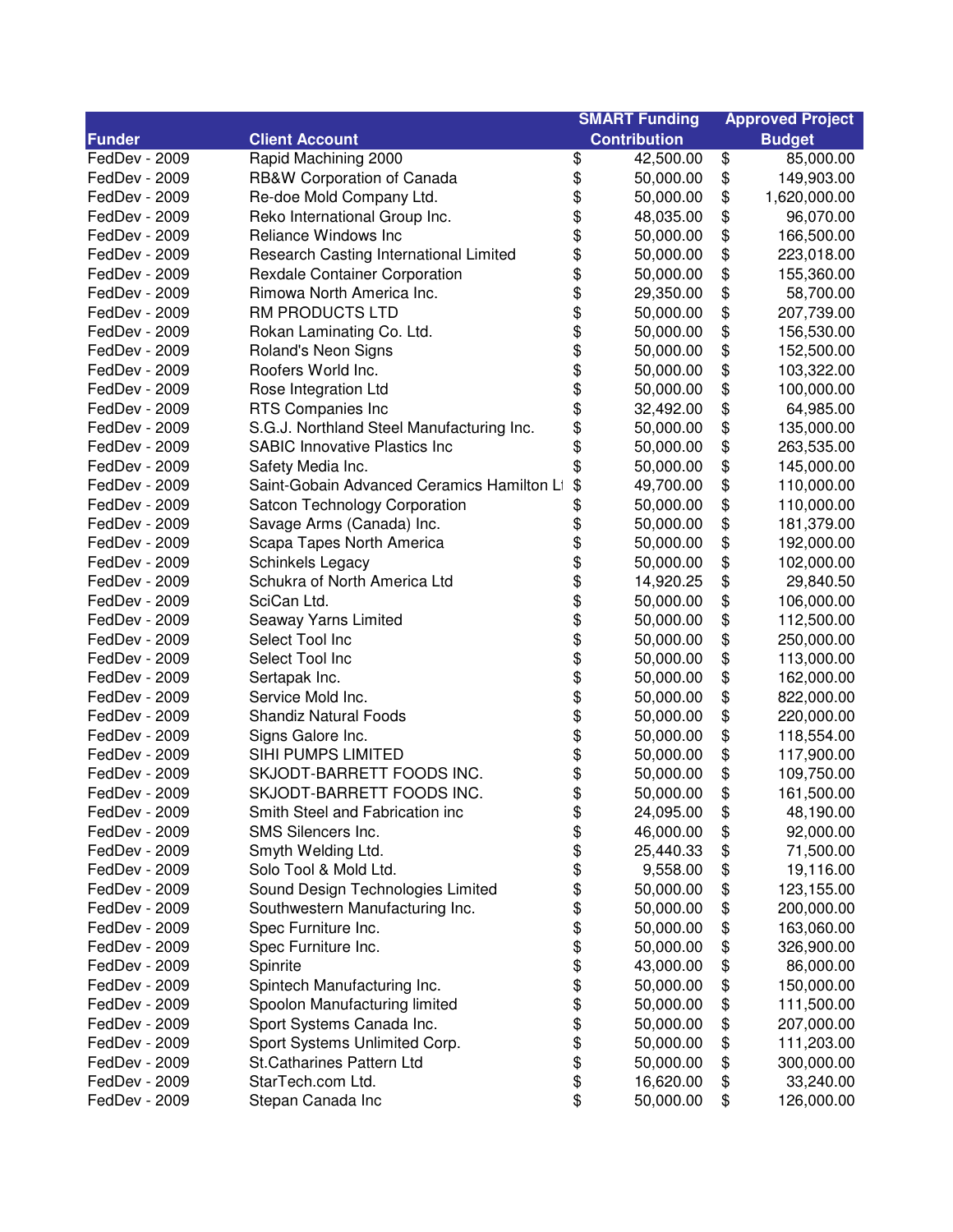| Funder | Client Account | SMART Funding Contribution | Approved Project Budget |
|---|---|---|---|
| FedDev - 2009 | Rapid Machining 2000 | $ 42,500.00 | $ 85,000.00 |
| FedDev - 2009 | RB&W Corporation of Canada | $ 50,000.00 | $ 149,903.00 |
| FedDev - 2009 | Re-doe Mold Company Ltd. | $ 50,000.00 | $ 1,620,000.00 |
| FedDev - 2009 | Reko International Group Inc. | $ 48,035.00 | $ 96,070.00 |
| FedDev - 2009 | Reliance Windows Inc | $ 50,000.00 | $ 166,500.00 |
| FedDev - 2009 | Research Casting International Limited | $ 50,000.00 | $ 223,018.00 |
| FedDev - 2009 | Rexdale Container Corporation | $ 50,000.00 | $ 155,360.00 |
| FedDev - 2009 | Rimowa North America Inc. | $ 29,350.00 | $ 58,700.00 |
| FedDev - 2009 | RM PRODUCTS LTD | $ 50,000.00 | $ 207,739.00 |
| FedDev - 2009 | Rokan Laminating Co. Ltd. | $ 50,000.00 | $ 156,530.00 |
| FedDev - 2009 | Roland's Neon Signs | $ 50,000.00 | $ 152,500.00 |
| FedDev - 2009 | Roofers World Inc. | $ 50,000.00 | $ 103,322.00 |
| FedDev - 2009 | Rose Integration Ltd | $ 50,000.00 | $ 100,000.00 |
| FedDev - 2009 | RTS Companies Inc | $ 32,492.00 | $ 64,985.00 |
| FedDev - 2009 | S.G.J. Northland Steel Manufacturing Inc. | $ 50,000.00 | $ 135,000.00 |
| FedDev - 2009 | SABIC Innovative Plastics Inc | $ 50,000.00 | $ 263,535.00 |
| FedDev - 2009 | Safety Media Inc. | $ 50,000.00 | $ 145,000.00 |
| FedDev - 2009 | Saint-Gobain Advanced Ceramics Hamilton Lt | $ 49,700.00 | $ 110,000.00 |
| FedDev - 2009 | Satcon Technology Corporation | $ 50,000.00 | $ 110,000.00 |
| FedDev - 2009 | Savage Arms (Canada) Inc. | $ 50,000.00 | $ 181,379.00 |
| FedDev - 2009 | Scapa Tapes North America | $ 50,000.00 | $ 192,000.00 |
| FedDev - 2009 | Schinkels Legacy | $ 50,000.00 | $ 102,000.00 |
| FedDev - 2009 | Schukra of North America Ltd | $ 14,920.25 | $ 29,840.50 |
| FedDev - 2009 | SciCan Ltd. | $ 50,000.00 | $ 106,000.00 |
| FedDev - 2009 | Seaway Yarns Limited | $ 50,000.00 | $ 112,500.00 |
| FedDev - 2009 | Select Tool Inc | $ 50,000.00 | $ 250,000.00 |
| FedDev - 2009 | Select Tool Inc | $ 50,000.00 | $ 113,000.00 |
| FedDev - 2009 | Sertapak Inc. | $ 50,000.00 | $ 162,000.00 |
| FedDev - 2009 | Service Mold Inc. | $ 50,000.00 | $ 822,000.00 |
| FedDev - 2009 | Shandiz Natural Foods | $ 50,000.00 | $ 220,000.00 |
| FedDev - 2009 | Signs Galore Inc. | $ 50,000.00 | $ 118,554.00 |
| FedDev - 2009 | SIHI PUMPS LIMITED | $ 50,000.00 | $ 117,900.00 |
| FedDev - 2009 | SKJODT-BARRETT FOODS INC. | $ 50,000.00 | $ 109,750.00 |
| FedDev - 2009 | SKJODT-BARRETT FOODS INC. | $ 50,000.00 | $ 161,500.00 |
| FedDev - 2009 | Smith Steel and Fabrication inc | $ 24,095.00 | $ 48,190.00 |
| FedDev - 2009 | SMS Silencers Inc. | $ 46,000.00 | $ 92,000.00 |
| FedDev - 2009 | Smyth Welding Ltd. | $ 25,440.33 | $ 71,500.00 |
| FedDev - 2009 | Solo Tool & Mold Ltd. | $ 9,558.00 | $ 19,116.00 |
| FedDev - 2009 | Sound Design Technologies Limited | $ 50,000.00 | $ 123,155.00 |
| FedDev - 2009 | Southwestern Manufacturing Inc. | $ 50,000.00 | $ 200,000.00 |
| FedDev - 2009 | Spec Furniture Inc. | $ 50,000.00 | $ 163,060.00 |
| FedDev - 2009 | Spec Furniture Inc. | $ 50,000.00 | $ 326,900.00 |
| FedDev - 2009 | Spinrite | $ 43,000.00 | $ 86,000.00 |
| FedDev - 2009 | Spintech Manufacturing Inc. | $ 50,000.00 | $ 150,000.00 |
| FedDev - 2009 | Spoolon Manufacturing limited | $ 50,000.00 | $ 111,500.00 |
| FedDev - 2009 | Sport Systems Canada Inc. | $ 50,000.00 | $ 207,000.00 |
| FedDev - 2009 | Sport Systems Unlimited Corp. | $ 50,000.00 | $ 111,203.00 |
| FedDev - 2009 | St.Catharines Pattern Ltd | $ 50,000.00 | $ 300,000.00 |
| FedDev - 2009 | StarTech.com Ltd. | $ 16,620.00 | $ 33,240.00 |
| FedDev - 2009 | Stepan Canada Inc | $ 50,000.00 | $ 126,000.00 |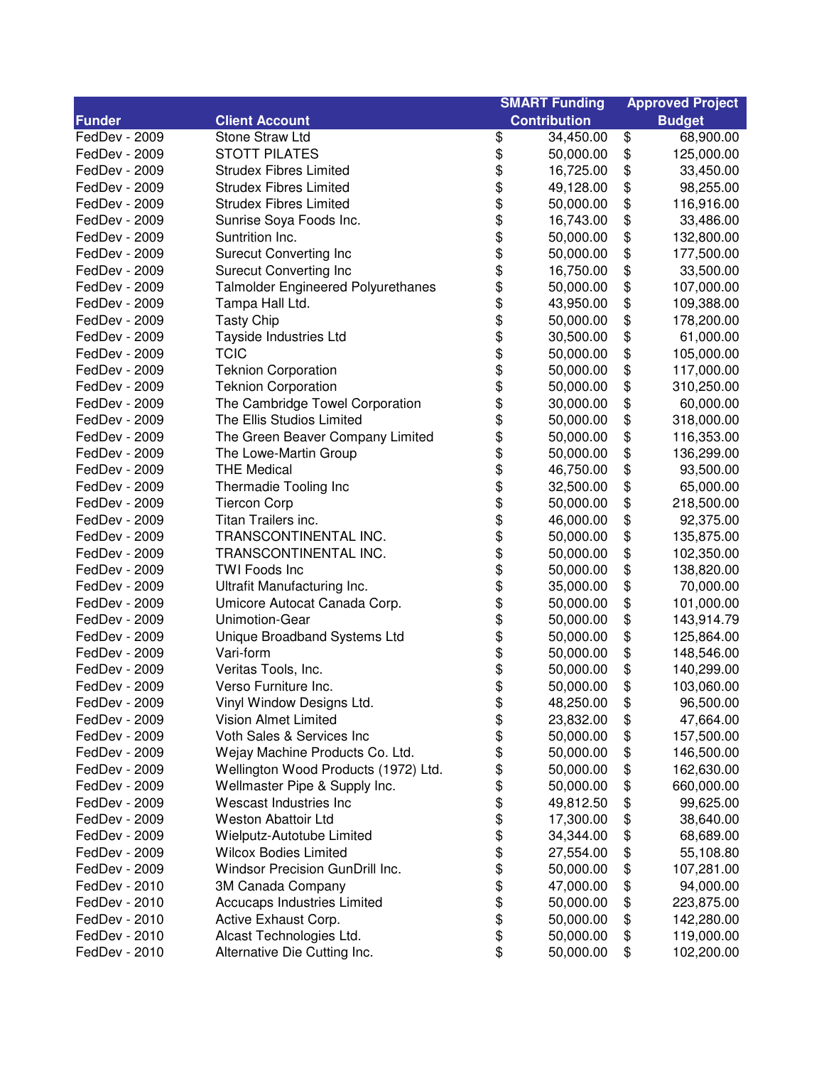| Funder | Client Account | SMART Funding Contribution | Approved Project Budget |
|---|---|---|---|
| FedDev - 2009 | Stone Straw Ltd | $ 34,450.00 | $ 68,900.00 |
| FedDev - 2009 | STOTT PILATES | $ 50,000.00 | $ 125,000.00 |
| FedDev - 2009 | Strudex Fibres Limited | $ 16,725.00 | $ 33,450.00 |
| FedDev - 2009 | Strudex Fibres Limited | $ 49,128.00 | $ 98,255.00 |
| FedDev - 2009 | Strudex Fibres Limited | $ 50,000.00 | $ 116,916.00 |
| FedDev - 2009 | Sunrise Soya Foods Inc. | $ 16,743.00 | $ 33,486.00 |
| FedDev - 2009 | Suntrition Inc. | $ 50,000.00 | $ 132,800.00 |
| FedDev - 2009 | Surecut Converting Inc | $ 50,000.00 | $ 177,500.00 |
| FedDev - 2009 | Surecut Converting Inc | $ 16,750.00 | $ 33,500.00 |
| FedDev - 2009 | Talmolder Engineered Polyurethanes | $ 50,000.00 | $ 107,000.00 |
| FedDev - 2009 | Tampa Hall Ltd. | $ 43,950.00 | $ 109,388.00 |
| FedDev - 2009 | Tasty Chip | $ 50,000.00 | $ 178,200.00 |
| FedDev - 2009 | Tayside Industries Ltd | $ 30,500.00 | $ 61,000.00 |
| FedDev - 2009 | TCIC | $ 50,000.00 | $ 105,000.00 |
| FedDev - 2009 | Teknion Corporation | $ 50,000.00 | $ 117,000.00 |
| FedDev - 2009 | Teknion Corporation | $ 50,000.00 | $ 310,250.00 |
| FedDev - 2009 | The Cambridge Towel Corporation | $ 30,000.00 | $ 60,000.00 |
| FedDev - 2009 | The Ellis Studios Limited | $ 50,000.00 | $ 318,000.00 |
| FedDev - 2009 | The Green Beaver Company Limited | $ 50,000.00 | $ 116,353.00 |
| FedDev - 2009 | The Lowe-Martin Group | $ 50,000.00 | $ 136,299.00 |
| FedDev - 2009 | THE Medical | $ 46,750.00 | $ 93,500.00 |
| FedDev - 2009 | Thermadie Tooling Inc | $ 32,500.00 | $ 65,000.00 |
| FedDev - 2009 | Tiercon Corp | $ 50,000.00 | $ 218,500.00 |
| FedDev - 2009 | Titan Trailers inc. | $ 46,000.00 | $ 92,375.00 |
| FedDev - 2009 | TRANSCONTINENTAL INC. | $ 50,000.00 | $ 135,875.00 |
| FedDev - 2009 | TRANSCONTINENTAL INC. | $ 50,000.00 | $ 102,350.00 |
| FedDev - 2009 | TWI Foods Inc | $ 50,000.00 | $ 138,820.00 |
| FedDev - 2009 | Ultrafit Manufacturing Inc. | $ 35,000.00 | $ 70,000.00 |
| FedDev - 2009 | Umicore Autocat Canada Corp. | $ 50,000.00 | $ 101,000.00 |
| FedDev - 2009 | Unimotion-Gear | $ 50,000.00 | $ 143,914.79 |
| FedDev - 2009 | Unique Broadband Systems Ltd | $ 50,000.00 | $ 125,864.00 |
| FedDev - 2009 | Vari-form | $ 50,000.00 | $ 148,546.00 |
| FedDev - 2009 | Veritas Tools, Inc. | $ 50,000.00 | $ 140,299.00 |
| FedDev - 2009 | Verso Furniture Inc. | $ 50,000.00 | $ 103,060.00 |
| FedDev - 2009 | Vinyl Window Designs Ltd. | $ 48,250.00 | $ 96,500.00 |
| FedDev - 2009 | Vision Almet Limited | $ 23,832.00 | $ 47,664.00 |
| FedDev - 2009 | Voth Sales & Services Inc | $ 50,000.00 | $ 157,500.00 |
| FedDev - 2009 | Wejay Machine Products Co. Ltd. | $ 50,000.00 | $ 146,500.00 |
| FedDev - 2009 | Wellington Wood Products (1972) Ltd. | $ 50,000.00 | $ 162,630.00 |
| FedDev - 2009 | Wellmaster Pipe & Supply Inc. | $ 50,000.00 | $ 660,000.00 |
| FedDev - 2009 | Wescast Industries Inc | $ 49,812.50 | $ 99,625.00 |
| FedDev - 2009 | Weston Abattoir Ltd | $ 17,300.00 | $ 38,640.00 |
| FedDev - 2009 | Wielputz-Autotube Limited | $ 34,344.00 | $ 68,689.00 |
| FedDev - 2009 | Wilcox Bodies Limited | $ 27,554.00 | $ 55,108.80 |
| FedDev - 2009 | Windsor Precision GunDrill Inc. | $ 50,000.00 | $ 107,281.00 |
| FedDev - 2010 | 3M Canada Company | $ 47,000.00 | $ 94,000.00 |
| FedDev - 2010 | Accucaps Industries Limited | $ 50,000.00 | $ 223,875.00 |
| FedDev - 2010 | Active Exhaust Corp. | $ 50,000.00 | $ 142,280.00 |
| FedDev - 2010 | Alcast Technologies Ltd. | $ 50,000.00 | $ 119,000.00 |
| FedDev - 2010 | Alternative Die Cutting Inc. | $ 50,000.00 | $ 102,200.00 |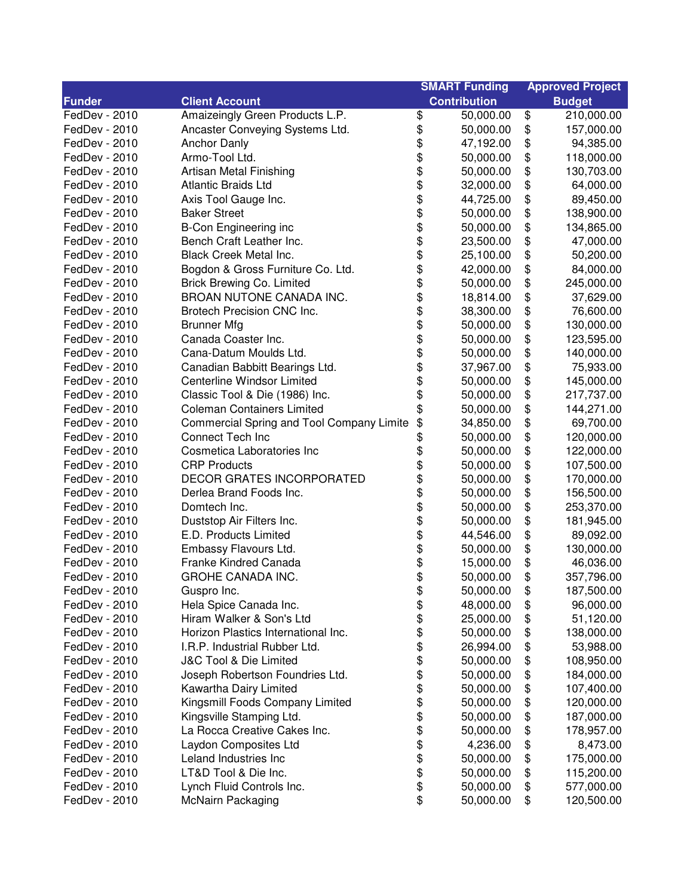| Funder | Client Account | SMART Funding Contribution | Approved Project Budget |
|---|---|---|---|
| FedDev - 2010 | Amaizeingly Green Products L.P. | $ 50,000.00 | $ 210,000.00 |
| FedDev - 2010 | Ancaster Conveying Systems Ltd. | $ 50,000.00 | $ 157,000.00 |
| FedDev - 2010 | Anchor Danly | $ 47,192.00 | $ 94,385.00 |
| FedDev - 2010 | Armo-Tool Ltd. | $ 50,000.00 | $ 118,000.00 |
| FedDev - 2010 | Artisan Metal Finishing | $ 50,000.00 | $ 130,703.00 |
| FedDev - 2010 | Atlantic Braids Ltd | $ 32,000.00 | $ 64,000.00 |
| FedDev - 2010 | Axis Tool Gauge Inc. | $ 44,725.00 | $ 89,450.00 |
| FedDev - 2010 | Baker Street | $ 50,000.00 | $ 138,900.00 |
| FedDev - 2010 | B-Con Engineering inc | $ 50,000.00 | $ 134,865.00 |
| FedDev - 2010 | Bench Craft Leather Inc. | $ 23,500.00 | $ 47,000.00 |
| FedDev - 2010 | Black Creek Metal Inc. | $ 25,100.00 | $ 50,200.00 |
| FedDev - 2010 | Bogdon & Gross Furniture Co. Ltd. | $ 42,000.00 | $ 84,000.00 |
| FedDev - 2010 | Brick Brewing Co. Limited | $ 50,000.00 | $ 245,000.00 |
| FedDev - 2010 | BROAN NUTONE CANADA INC. | $ 18,814.00 | $ 37,629.00 |
| FedDev - 2010 | Brotech Precision CNC Inc. | $ 38,300.00 | $ 76,600.00 |
| FedDev - 2010 | Brunner Mfg | $ 50,000.00 | $ 130,000.00 |
| FedDev - 2010 | Canada Coaster Inc. | $ 50,000.00 | $ 123,595.00 |
| FedDev - 2010 | Cana-Datum Moulds Ltd. | $ 50,000.00 | $ 140,000.00 |
| FedDev - 2010 | Canadian Babbitt Bearings Ltd. | $ 37,967.00 | $ 75,933.00 |
| FedDev - 2010 | Centerline Windsor Limited | $ 50,000.00 | $ 145,000.00 |
| FedDev - 2010 | Classic Tool & Die (1986) Inc. | $ 50,000.00 | $ 217,737.00 |
| FedDev - 2010 | Coleman Containers Limited | $ 50,000.00 | $ 144,271.00 |
| FedDev - 2010 | Commercial Spring and Tool Company Limite | $ 34,850.00 | $ 69,700.00 |
| FedDev - 2010 | Connect Tech Inc | $ 50,000.00 | $ 120,000.00 |
| FedDev - 2010 | Cosmetica Laboratories Inc | $ 50,000.00 | $ 122,000.00 |
| FedDev - 2010 | CRP Products | $ 50,000.00 | $ 107,500.00 |
| FedDev - 2010 | DECOR GRATES INCORPORATED | $ 50,000.00 | $ 170,000.00 |
| FedDev - 2010 | Derlea Brand Foods Inc. | $ 50,000.00 | $ 156,500.00 |
| FedDev - 2010 | Domtech Inc. | $ 50,000.00 | $ 253,370.00 |
| FedDev - 2010 | Duststop Air Filters Inc. | $ 50,000.00 | $ 181,945.00 |
| FedDev - 2010 | E.D. Products Limited | $ 44,546.00 | $ 89,092.00 |
| FedDev - 2010 | Embassy Flavours Ltd. | $ 50,000.00 | $ 130,000.00 |
| FedDev - 2010 | Franke Kindred Canada | $ 15,000.00 | $ 46,036.00 |
| FedDev - 2010 | GROHE CANADA INC. | $ 50,000.00 | $ 357,796.00 |
| FedDev - 2010 | Guspro Inc. | $ 50,000.00 | $ 187,500.00 |
| FedDev - 2010 | Hela Spice Canada Inc. | $ 48,000.00 | $ 96,000.00 |
| FedDev - 2010 | Hiram Walker & Son's Ltd | $ 25,000.00 | $ 51,120.00 |
| FedDev - 2010 | Horizon Plastics International Inc. | $ 50,000.00 | $ 138,000.00 |
| FedDev - 2010 | I.R.P. Industrial Rubber Ltd. | $ 26,994.00 | $ 53,988.00 |
| FedDev - 2010 | J&C Tool & Die Limited | $ 50,000.00 | $ 108,950.00 |
| FedDev - 2010 | Joseph Robertson Foundries Ltd. | $ 50,000.00 | $ 184,000.00 |
| FedDev - 2010 | Kawartha Dairy Limited | $ 50,000.00 | $ 107,400.00 |
| FedDev - 2010 | Kingsmill Foods Company Limited | $ 50,000.00 | $ 120,000.00 |
| FedDev - 2010 | Kingsville Stamping Ltd. | $ 50,000.00 | $ 187,000.00 |
| FedDev - 2010 | La Rocca Creative Cakes Inc. | $ 50,000.00 | $ 178,957.00 |
| FedDev - 2010 | Laydon Composites Ltd | $ 4,236.00 | $ 8,473.00 |
| FedDev - 2010 | Leland Industries Inc | $ 50,000.00 | $ 175,000.00 |
| FedDev - 2010 | LT&D Tool & Die Inc. | $ 50,000.00 | $ 115,200.00 |
| FedDev - 2010 | Lynch Fluid Controls Inc. | $ 50,000.00 | $ 577,000.00 |
| FedDev - 2010 | McNairn Packaging | $ 50,000.00 | $ 120,500.00 |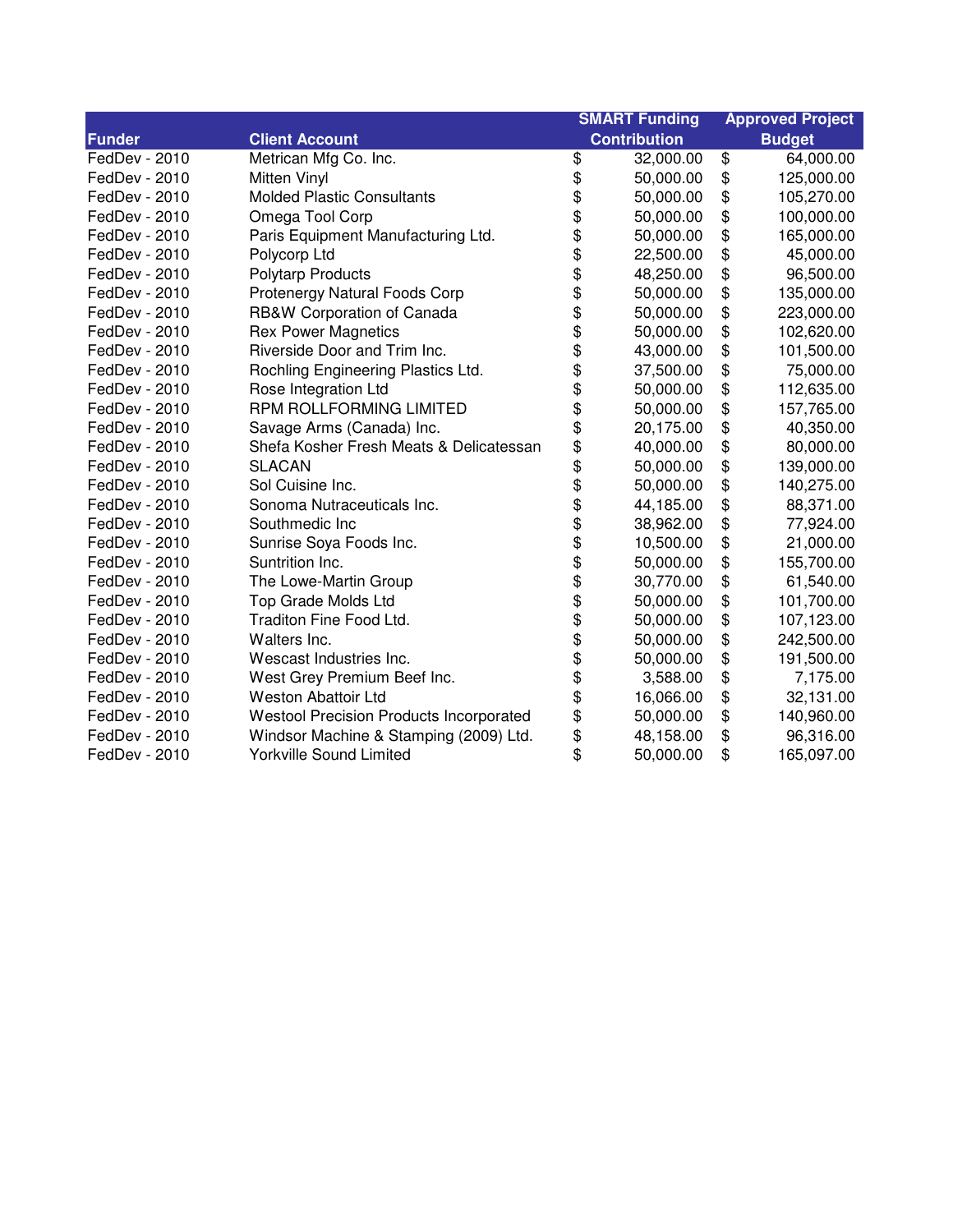| Funder | Client Account | SMART Funding Contribution | Approved Project Budget |
|---|---|---|---|
| FedDev - 2010 | Metrican Mfg Co. Inc. | $ 32,000.00 | $ 64,000.00 |
| FedDev - 2010 | Mitten Vinyl | $ 50,000.00 | $ 125,000.00 |
| FedDev - 2010 | Molded Plastic Consultants | $ 50,000.00 | $ 105,270.00 |
| FedDev - 2010 | Omega Tool Corp | $ 50,000.00 | $ 100,000.00 |
| FedDev - 2010 | Paris Equipment Manufacturing Ltd. | $ 50,000.00 | $ 165,000.00 |
| FedDev - 2010 | Polycorp Ltd | $ 22,500.00 | $ 45,000.00 |
| FedDev - 2010 | Polytarp Products | $ 48,250.00 | $ 96,500.00 |
| FedDev - 2010 | Protenergy Natural Foods Corp | $ 50,000.00 | $ 135,000.00 |
| FedDev - 2010 | RB&W Corporation of Canada | $ 50,000.00 | $ 223,000.00 |
| FedDev - 2010 | Rex Power Magnetics | $ 50,000.00 | $ 102,620.00 |
| FedDev - 2010 | Riverside Door and Trim Inc. | $ 43,000.00 | $ 101,500.00 |
| FedDev - 2010 | Rochling Engineering Plastics Ltd. | $ 37,500.00 | $ 75,000.00 |
| FedDev - 2010 | Rose Integration Ltd | $ 50,000.00 | $ 112,635.00 |
| FedDev - 2010 | RPM ROLLFORMING LIMITED | $ 50,000.00 | $ 157,765.00 |
| FedDev - 2010 | Savage Arms (Canada) Inc. | $ 20,175.00 | $ 40,350.00 |
| FedDev - 2010 | Shefa Kosher Fresh Meats & Delicatessan | $ 40,000.00 | $ 80,000.00 |
| FedDev - 2010 | SLACAN | $ 50,000.00 | $ 139,000.00 |
| FedDev - 2010 | Sol Cuisine Inc. | $ 50,000.00 | $ 140,275.00 |
| FedDev - 2010 | Sonoma Nutraceuticals Inc. | $ 44,185.00 | $ 88,371.00 |
| FedDev - 2010 | Southmedic Inc | $ 38,962.00 | $ 77,924.00 |
| FedDev - 2010 | Sunrise Soya Foods Inc. | $ 10,500.00 | $ 21,000.00 |
| FedDev - 2010 | Suntrition Inc. | $ 50,000.00 | $ 155,700.00 |
| FedDev - 2010 | The Lowe-Martin Group | $ 30,770.00 | $ 61,540.00 |
| FedDev - 2010 | Top Grade Molds Ltd | $ 50,000.00 | $ 101,700.00 |
| FedDev - 2010 | Traditon Fine Food Ltd. | $ 50,000.00 | $ 107,123.00 |
| FedDev - 2010 | Walters Inc. | $ 50,000.00 | $ 242,500.00 |
| FedDev - 2010 | Wescast Industries Inc. | $ 50,000.00 | $ 191,500.00 |
| FedDev - 2010 | West Grey Premium Beef Inc. | $ 3,588.00 | $ 7,175.00 |
| FedDev - 2010 | Weston Abattoir Ltd | $ 16,066.00 | $ 32,131.00 |
| FedDev - 2010 | Westool Precision Products Incorporated | $ 50,000.00 | $ 140,960.00 |
| FedDev - 2010 | Windsor Machine & Stamping (2009) Ltd. | $ 48,158.00 | $ 96,316.00 |
| FedDev - 2010 | Yorkville Sound Limited | $ 50,000.00 | $ 165,097.00 |